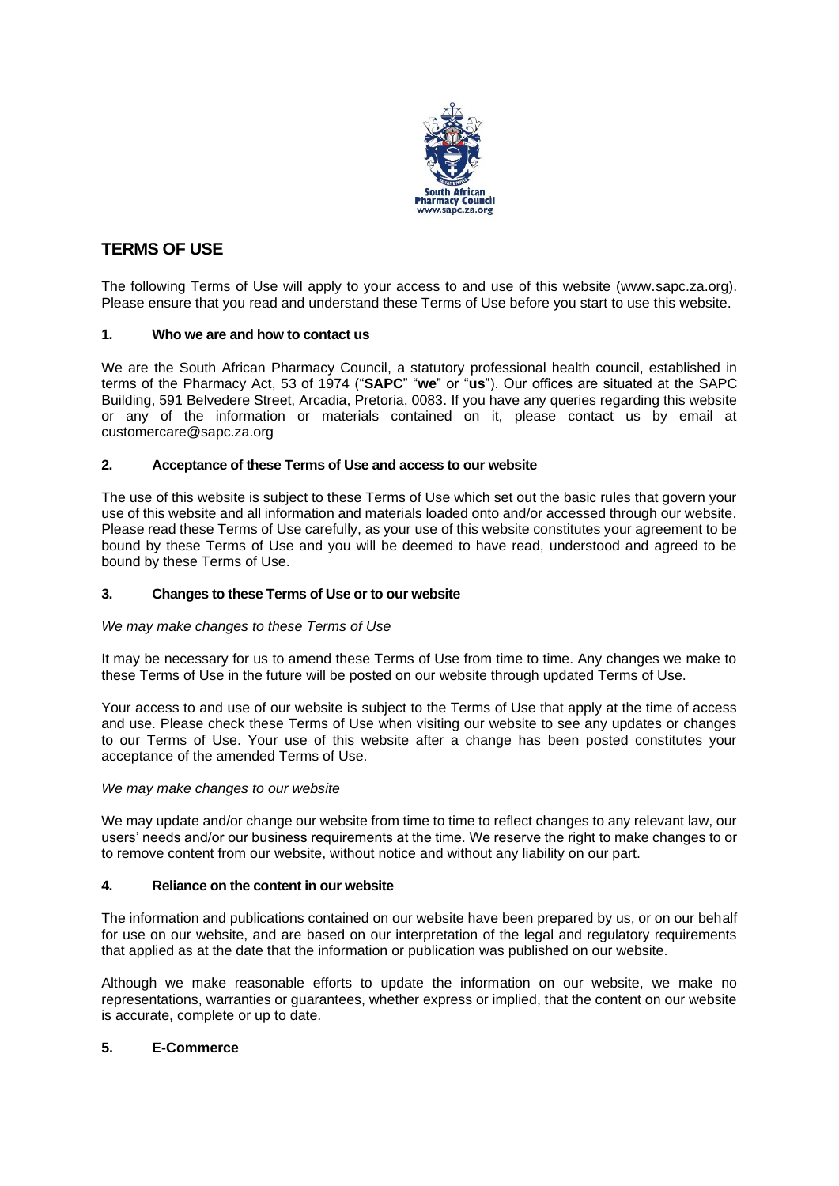# TERMS OF USE

The following Terms of Use will apply to your access to and use of this website (www.sapc.za.org). Please ensure that you read and understand these Terms of Use before you start to use this website.

## 1. Who we are and how to contact us

We are the South African Pharmacy Council, a statutory professional health council, established in terms of the Pharmacy Act, 53 of 1974 ("**SAPC**" "**we**" or "**us**"). Our offices are situated at the SAPC Building, 591 Belvedere Street, Arcadia, Pretoria, 0083. If you have any queries regarding this website or any of the information or materials contained on it, please contact us by email at customercare@sapc.za.org

## 2. Acceptance of these Terms of Use and access to our website

The use of this website is subject to these Terms of Use which set out the basic rules that govern your use of this website and all information and materials loaded onto and/or accessed through our website. Please read these Terms of Use carefully, as your use of this website constitutes your agreement to be bound by these Terms of Use and you will be deemed to have read, understood and agreed to be bound by these Terms of Use.

## 3. Changes to these Terms of Use or to our website

*We may make changes to these Terms of Use*

It may be necessary for us to amend these Terms of Use from time to time. Any changes we make to these Terms of Use in the future will be posted on our website through updated Terms of Use.

Your access to and use of our website is subject to the Terms of Use that apply at the time of access and use. Please check these Terms of Use when visiting our website to see any updates or changes to our Terms of Use. Your use of this website after a change has been posted constitutes your acceptance of the amended Terms of Use.

*We may make changes to our website*

We may update and/or change our website from time to time to reflect changes to any relevant law, our users' needs and/or our business requirements at the time. We reserve the right to make changes to or to remove content from our website, without notice and without any liability on our part.

## 4. Reliance on the content in our website

The information and publications contained on our website have been prepared by us, or on our behalf for use on our website, and are based on our interpretation of the legal and regulatory requirements that applied as at the date that the information or publication was published on our website.

Although we make reasonable efforts to update the information on our website, we make no representations, warranties or guarantees, whether express or implied, that the content on our website is accurate, complete or up to date.

## 5. E-Commerce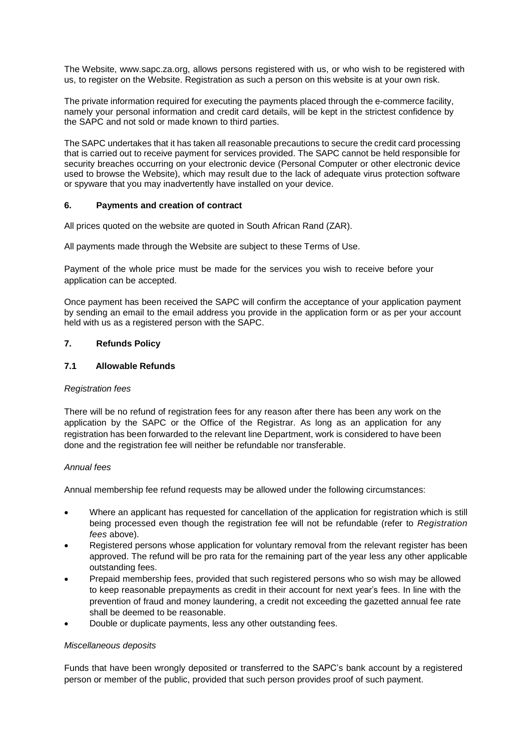The Website, www.sapc.za.org, allows persons registered with us, or who wish to be registered with us, to register on the Website. Registration as such a person on this website is at your own risk.

The private information required for executing the payments placed through the e-commerce facility, namely your personal information and credit card details, will be kept in the strictest confidence by the SAPC and not sold or made known to third parties.

The SAPC undertakes that it has taken all reasonable precautions to secure the credit card processing that is carried out to receive payment for services provided. The SAPC cannot be held responsible for security breaches occurring on your electronic device (Personal Computer or other electronic device used to browse the Website), which may result due to the lack of adequate virus protection software or spyware that you may inadvertently have installed on your device.

### 6. Payments and creation of contract

All prices quoted on the website are quoted in South African Rand (ZAR).

All payments made through the Website are subject to these Terms of Use.

Payment of the whole price must be made for the services you wish to receive before your application can be accepted.

Once payment has been received the SAPC will confirm the acceptance of your application payment by sending an email to the email address you provide in the application form or as per your account held with us as a registered person with the SAPC.

### 7. Refunds Policy

#### 7.1 Allowable Refunds

*Registration fees*

There will be no refund of registration fees for any reason after there has been any work on the application by the SAPC or the Office of the Registrar. As long as an application for any registration has been forwarded to the relevant line Department, work is considered to have been done and the registration fee will neither be refundable nor transferable.

*Annual fees*

Annual membership fee refund requests may be allowed under the following circumstances:

- Where an applicant has requested for cancellation of the application for registration which is still being processed even though the registration fee will not be refundable (refer to *Registration fees* above).
- Registered persons whose application for voluntary removal from the relevant register has been approved. The refund will be pro rata for the remaining part of the year less any other applicable outstanding fees.
- Prepaid membership fees, provided that such registered persons who so wish may be allowed to keep reasonable prepayments as credit in their account for next year's fees. In line with the prevention of fraud and money laundering, a credit not exceeding the gazetted annual fee rate shall be deemed to be reasonable.
- Double or duplicate payments, less any other outstanding fees.

*Miscellaneous deposits*

Funds that have been wrongly deposited or transferred to the SAPC's bank account by a registered person or member of the public, provided that such person provides proof of such payment.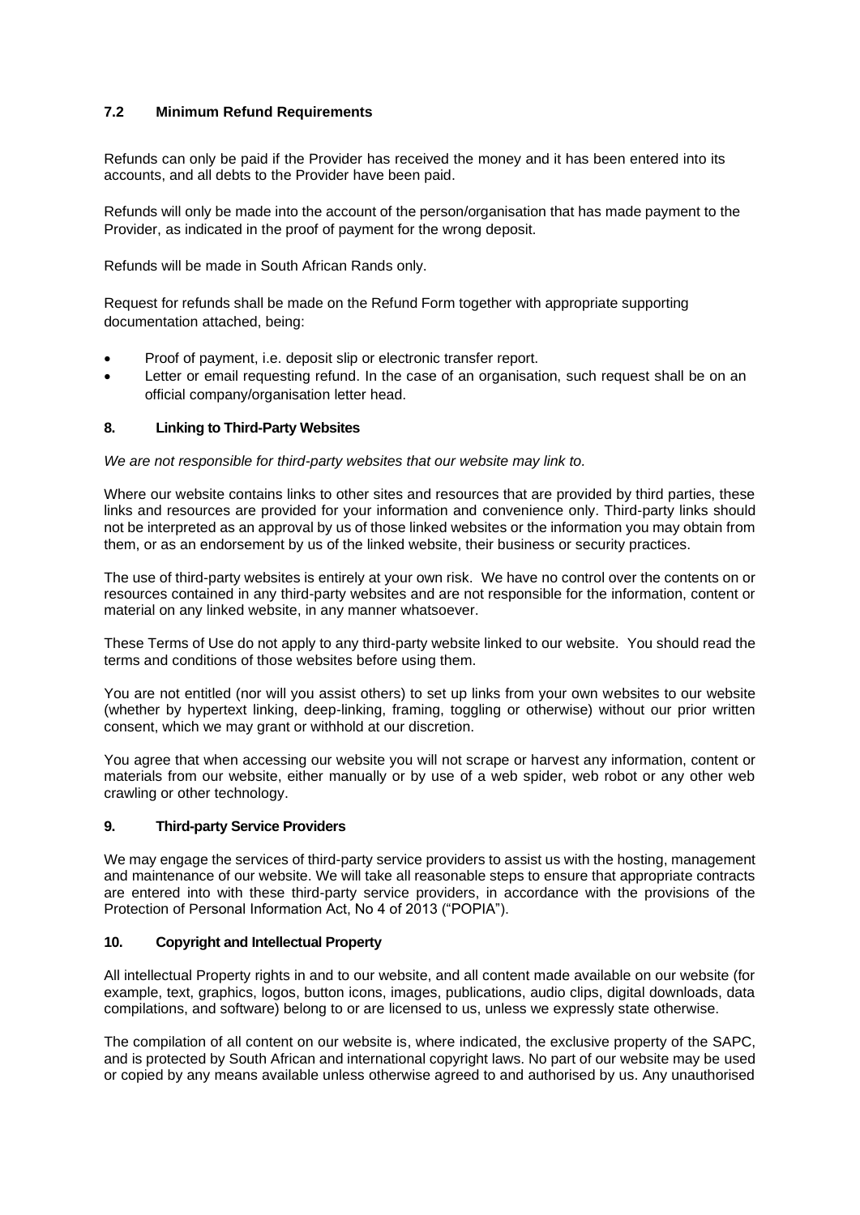### 7.2 Minimum Refund Requirements

Refunds can only be paid if the Provider has received the money and it has been entered into its accounts, and all debts to the Provider have been paid.

Refunds will only be made into the account of the person/organisation that has made payment to the Provider, as indicated in the proof of payment for the wrong deposit.

Refunds will be made in South African Rands only.

Request for refunds shall be made on the Refund Form together with appropriate supporting documentation attached, being:

- Proof of payment, i.e. deposit slip or electronic transfer report.
- Letter or email requesting refund. In the case of an organisation, such request shall be on an official company/organisation letter head.

### 8. Linking to Third-Party Websites

*We are not responsible for third-party websites that our website may link to.*

Where our website contains links to other sites and resources that are provided by third parties, these links and resources are provided for your information and convenience only. Third-party links should not be interpreted as an approval by us of those linked websites or the information you may obtain from them, or as an endorsement by us of the linked website, their business or security practices.

The use of third-party websites is entirely at your own risk. We have no control over the contents on or resources contained in any third-party websites and are not responsible for the information, content or material on any linked website, in any manner whatsoever.

These Terms of Use do not apply to any third-party website linked to our website. You should read the terms and conditions of those websites before using them.

You are not entitled (nor will you assist others) to set up links from your own websites to our website (whether by hypertext linking, deep-linking, framing, toggling or otherwise) without our prior written consent, which we may grant or withhold at our discretion.

You agree that when accessing our website you will not scrape or harvest any information, content or materials from our website, either manually or by use of a web spider, web robot or any other web crawling or other technology.

### 9. Third-party Service Providers

We may engage the services of third-party service providers to assist us with the hosting, management and maintenance of our website. We will take all reasonable steps to ensure that appropriate contracts are entered into with these third-party service providers, in accordance with the provisions of the Protection of Personal Information Act, No 4 of 2013 ("POPIA").

### 10. Copyright and Intellectual Property

All intellectual Property rights in and to our website, and all content made available on our website (for example, text, graphics, logos, button icons, images, publications, audio clips, digital downloads, data compilations, and software) belong to or are licensed to us, unless we expressly state otherwise.

The compilation of all content on our website is, where indicated, the exclusive property of the SAPC, and is protected by South African and international copyright laws. No part of our website may be used or copied by any means available unless otherwise agreed to and authorised by us. Any unauthorised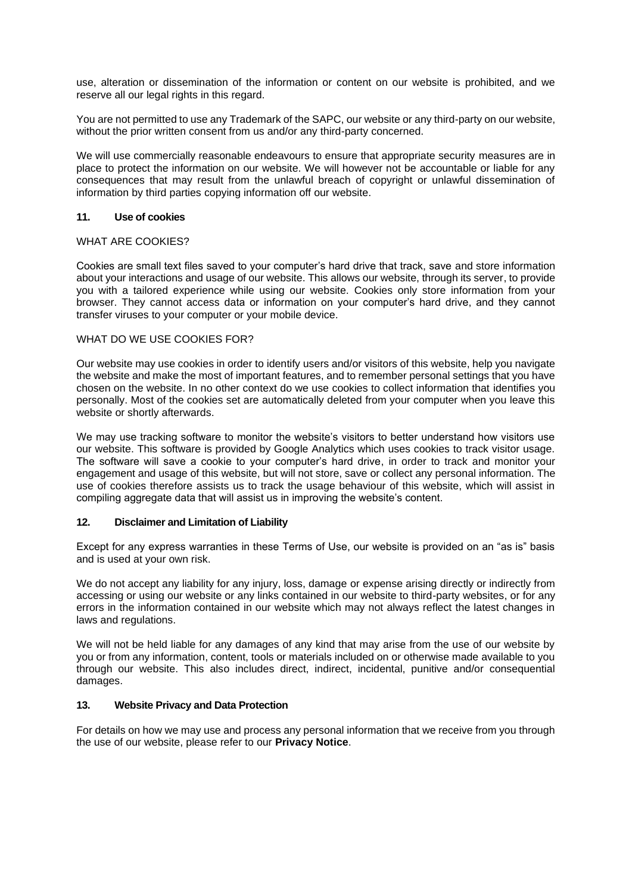use, alteration or dissemination of the information or content on our website is prohibited, and we reserve all our legal rights in this regard.

You are not permitted to use any Trademark of the SAPC, our website or any third-party on our website, without the prior written consent from us and/or any third-party concerned.

We will use commercially reasonable endeavours to ensure that appropriate security measures are in place to protect the information on our website. We will however not be accountable or liable for any consequences that may result from the unlawful breach of copyright or unlawful dissemination of information by third parties copying information off our website.

## 11. Use of cookies

WHAT ARE COOKIES?

Cookies are small text files saved to your computer's hard drive that track, save and store information about your interactions and usage of our website. This allows our website, through its server, to provide you with a tailored experience while using our website. Cookies only store information from your browser. They cannot access data or information on your computer's hard drive, and they cannot transfer viruses to your computer or your mobile device.

WHAT DO WE USE COOKIES FOR?

Our website may use cookies in order to identify users and/or visitors of this website, help you navigate the website and make the most of important features, and to remember personal settings that you have chosen on the website. In no other context do we use cookies to collect information that identifies you personally. Most of the cookies set are automatically deleted from your computer when you leave this website or shortly afterwards.

We may use tracking software to monitor the website's visitors to better understand how visitors use our website. This software is provided by Google Analytics which uses cookies to track visitor usage. The software will save a cookie to your computer's hard drive, in order to track and monitor your engagement and usage of this website, but will not store, save or collect any personal information. The use of cookies therefore assists us to track the usage behaviour of this website, which will assist in compiling aggregate data that will assist us in improving the website's content.

## 12. Disclaimer and Limitation of Liability

Except for any express warranties in these Terms of Use, our website is provided on an "as is" basis and is used at your own risk.

We do not accept any liability for any injury, loss, damage or expense arising directly or indirectly from accessing or using our website or any links contained in our website to third-party websites, or for any errors in the information contained in our website which may not always reflect the latest changes in laws and regulations.

We will not be held liable for any damages of any kind that may arise from the use of our website by you or from any information, content, tools or materials included on or otherwise made available to you through our website. This also includes direct, indirect, incidental, punitive and/or consequential damages.

## 13. Website Privacy and Data Protection

For details on how we may use and process any personal information that we receive from you through the use of our website, please refer to our **Privacy Notice**.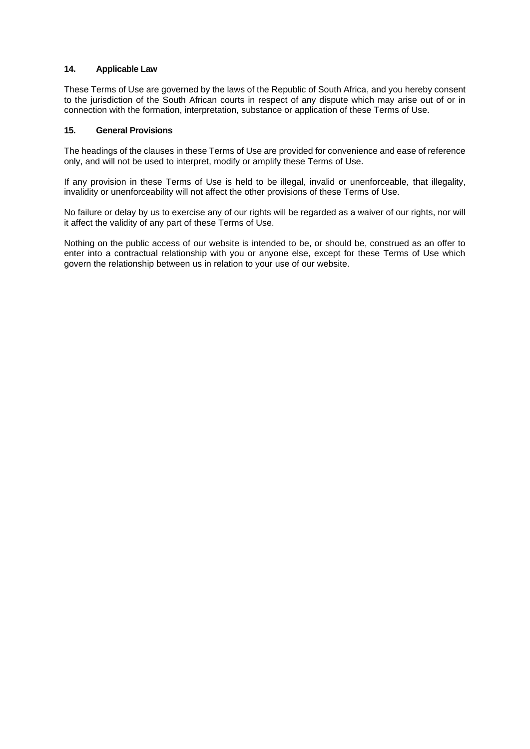## 14. Applicable Law

These Terms of Use are governed by the laws of the Republic of South Africa, and you hereby consent to the jurisdiction of the South African courts in respect of any dispute which may arise out of or in connection with the formation, interpretation, substance or application of these Terms of Use.

## 15. General Provisions

The headings of the clauses in these Terms of Use are provided for convenience and ease of reference only, and will not be used to interpret, modify or amplify these Terms of Use.

If any provision in these Terms of Use is held to be illegal, invalid or unenforceable, that illegality, invalidity or unenforceability will not affect the other provisions of these Terms of Use.

No failure or delay by us to exercise any of our rights will be regarded as a waiver of our rights, nor will it affect the validity of any part of these Terms of Use.

Nothing on the public access of our website is intended to be, or should be, construed as an offer to enter into a contractual relationship with you or anyone else, except for these Terms of Use which govern the relationship between us in relation to your use of our website.